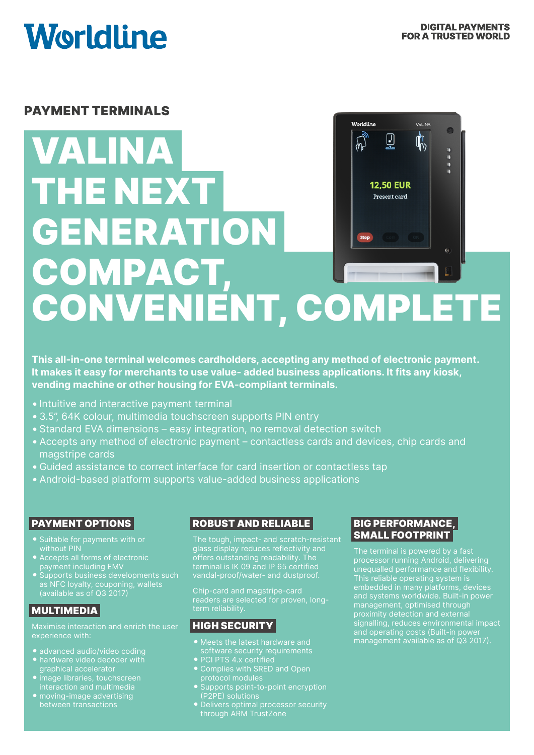Worldline

DIGITAL PAYMENTS FOR A TRUSTED WORLD

## PAYMENT TERMINALS

# VALINA THE NEXT GENERATION COMPACT, CONVENIENT, COMPLETE

**This all-in-one terminal welcomes cardholders, accepting any method of electronic payment. It makes it easy for merchants to use value- added business applications. It fits any kiosk, vending machine or other housing for EVA-compliant terminals.**

- Intuitive and interactive payment terminal
- 3.5", 64K colour, multimedia touchscreen supports PIN entry
- Standard EVA dimensions – easy integration, no removal detection switch
- Accepts any method of electronic payment – contactless cards and devices, chip cards and magstripe cards
- Guided assistance to correct interface for card insertion or contactless tap
- Android-based platform supports value-added business applications

### PAYMENT OPTIONS

- Suitable for payments with or without PIN
- Accepts all forms of electronic payment including EMV
- Supports business developments such as NFC loyalty, couponing, wallets (available as of Q3 2017)

### MULTIMEDIA

Maximise interaction and enrich the user experience with:

- advanced audio/video coding
- hardware video decoder with graphical accelerator
- image libraries, touchscreen interaction and multimedia
- moving-image advertising between transactions

### ROBUST AND RELIABLE

The tough, impact- and scratch-resistant glass display reduces reflectivity and offers outstanding readability. The terminal is IK 09 and IP 65 certified vandal-proof/water- and dustproof.

Chip-card and magstripe-card readers are selected for proven, long-term reliability.

### HIGH SECURITY

- Meets the latest hardware and software security requirements
- PCI PTS 4.x certified
- Complies with SRED and Open protocol modules
- Supports point-to-point encryption (P2PE) solutions
- Delivers optimal processor security through ARM TrustZone

### BIG PERFORMANCE, SMALL FOOTPRINT

The terminal is powered by a fast processor running Android, delivering unequalled performance and flexibility. This reliable operating system is embedded in many platforms, devices and systems worldwide. Built-in power management, optimised through proximity detection and external signalling, reduces environmental impact and operating costs (Built-in power management available as of Q3 2017).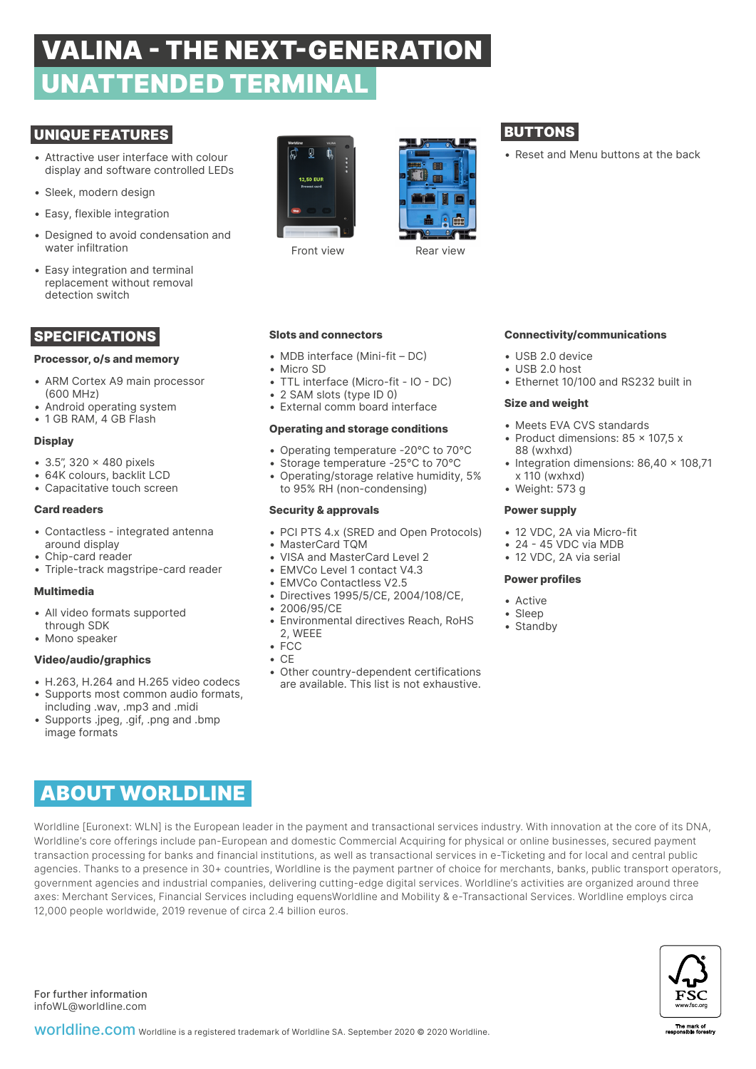# VALINA - THE NEXT-GENERATION UNATTENDED TERMINAL

## UNIQUE FEATURES

- Attractive user interface with colour display and software controlled LEDs
- Sleek, modern design
- Easy, flexible integration
- Designed to avoid condensation and water infiltration
- Easy integration and terminal replacement without removal detection switch

Front view

Rear view

## BUTTONS

- Reset and Menu buttons at the back

## SPECIFICATIONS

### Processor, o/s and memory

- ARM Cortex A9 main processor (600 MHz)
- Android operating system
- 1 GB RAM, 4 GB Flash

### Display

- 3.5", 320 × 480 pixels
- 64K colours, backlit LCD
- Capacitative touch screen

### Card readers

- Contactless - integrated antenna around display
- Chip-card reader
- Triple-track magstripe-card reader

### Multimedia

- All video formats supported through SDK
- Mono speaker

### Video/audio/graphics

- H.263, H.264 and H.265 video codecs
- Supports most common audio formats, including .wav, .mp3 and .midi
- Supports .jpeg, .gif, .png and .bmp image formats

### Slots and connectors

- MDB interface (Mini-fit – DC)
- Micro SD
- TTL interface (Micro-fit - IO - DC)
- 2 SAM slots (type ID 0)
- External comm board interface

### Operating and storage conditions

- Operating temperature -20°C to 70°C
- Storage temperature -25°C to 70°C
- Operating/storage relative humidity, 5% to 95% RH (non-condensing)

### Security & approvals

- PCI PTS 4.x (SRED and Open Protocols)
- MasterCard TQM
- VISA and MasterCard Level 2
- EMVCo Level 1 contact V4.3
- EMVCo Contactless V2.5
- Directives 1995/5/CE, 2004/108/CE,
- 2006/95/CE
- Environmental directives Reach, RoHS 2, WEEE
- FCC
- CE
- Other country-dependent certifications are available. This list is not exhaustive.

### Connectivity/communications

- USB 2.0 device
- USB 2.0 host
- Ethernet 10/100 and RS232 built in

### Size and weight

- Meets EVA CVS standards
- Product dimensions: 85 × 107,5 x 88 (wxhxd)
- Integration dimensions: 86,40 × 108,71 x 110 (wxhxd)
- Weight: 573 g

### Power supply

- 12 VDC, 2A via Micro-fit
- 24 - 45 VDC via MDB
- 12 VDC, 2A via serial

### Power profiles

- Active
- Sleep
- Standby

## ABOUT WORLDLINE

Worldline [Euronext: WLN] is the European leader in the payment and transactional services industry. With innovation at the core of its DNA, Worldline's core offerings include pan-European and domestic Commercial Acquiring for physical or online businesses, secured payment transaction processing for banks and financial institutions, as well as transactional services in e-Ticketing and for local and central public agencies. Thanks to a presence in 30+ countries, Worldline is the payment partner of choice for merchants, banks, public transport operators, government agencies and industrial companies, delivering cutting-edge digital services. Worldline's activities are organized around three axes: Merchant Services, Financial Services including equensWorldline and Mobility & e-Transactional Services. Worldline employs circa 12,000 people worldwide, 2019 revenue of circa 2.4 billion euros.

For further information
infoWL@worldline.com

worldline.com Worldline is a registered trademark of Worldline SA. September 2020 © 2020 Worldline.

FSC www.fsc.org The mark of responsible forestry